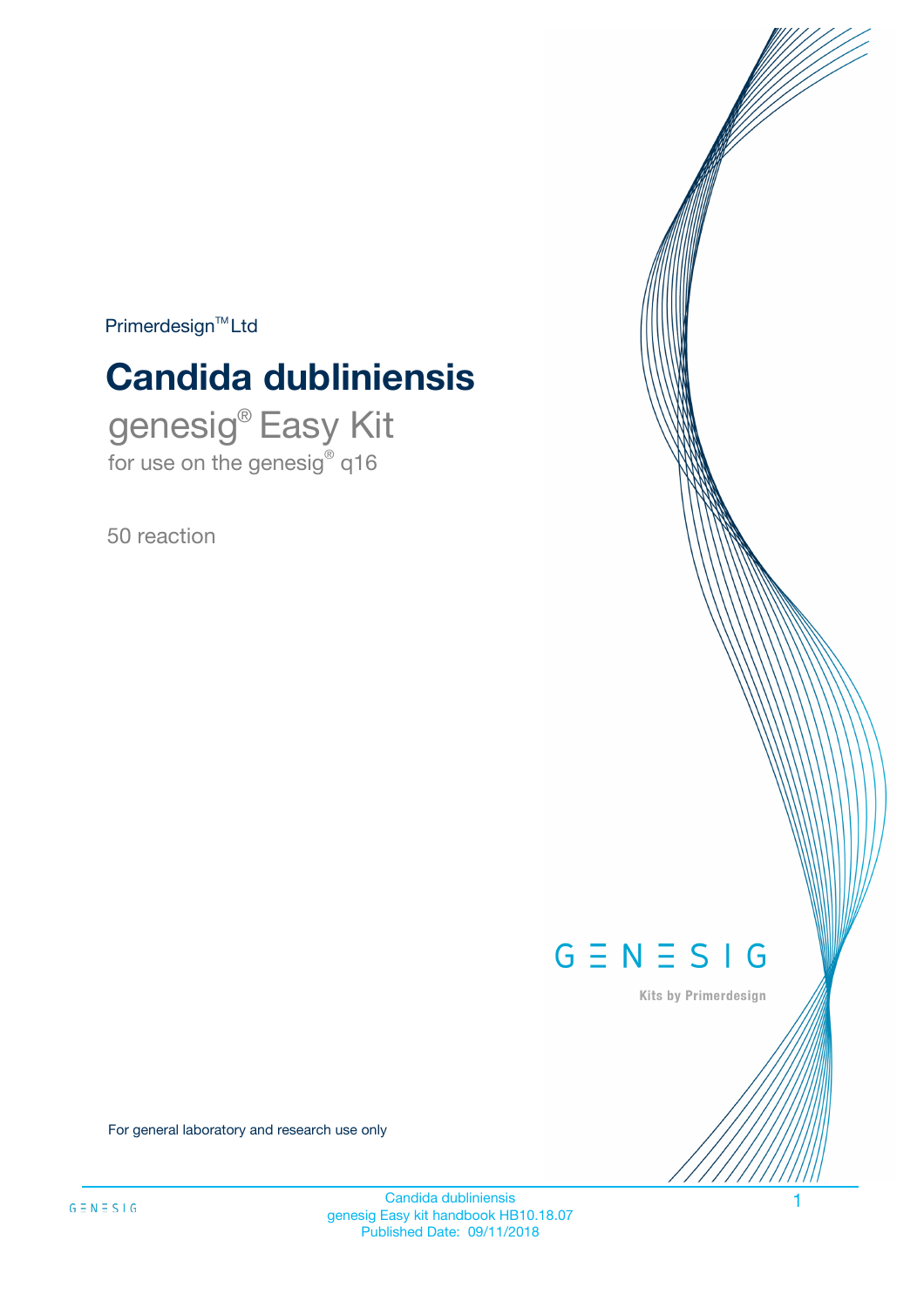Primerdesign™ Ltd

# Candida dubliniensis

## genesig® Easy Kit

for use on the genesig® q16

50 reaction

GENESIG

Kits by Primerdesign

For general laboratory and research use only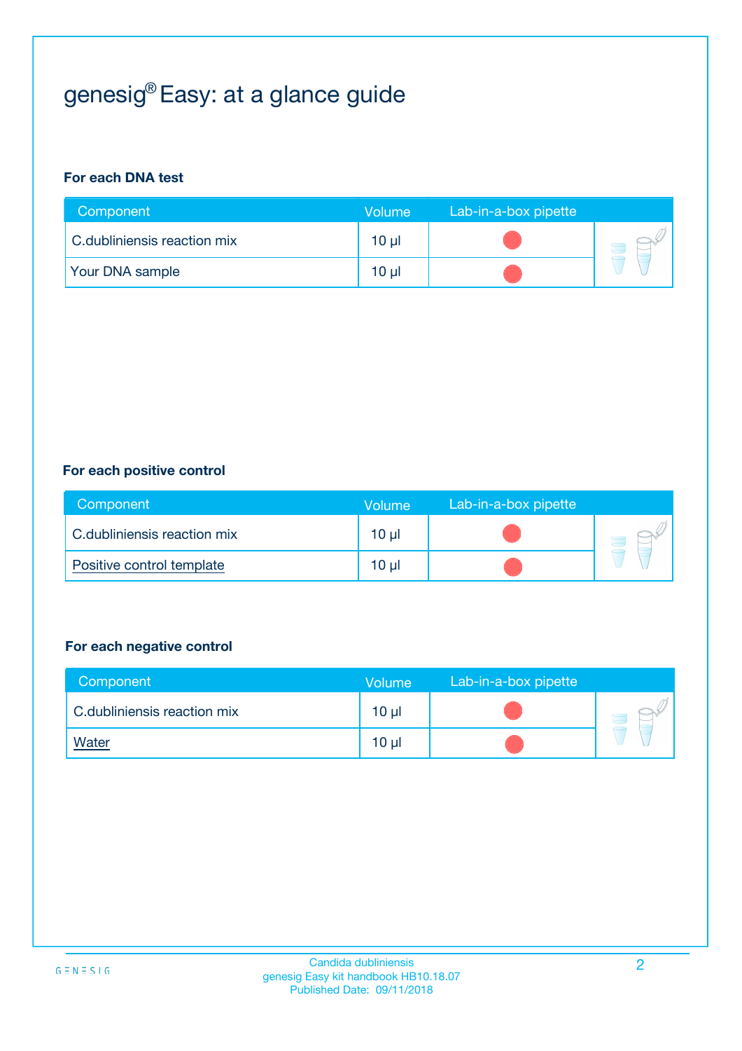# genesig® Easy: at a glance guide

**For each DNA test**

| Component | Volume | Lab-in-a-box pipette |
|---|---|---|
| C.dubliniensis reaction mix | 10 µl | |
| Your DNA sample | 10 µl | |

**For each positive control**

| Component | Volume | Lab-in-a-box pipette |
|---|---|---|
| C.dubliniensis reaction mix | 10 µl | |
| Positive control template | 10 µl | |

**For each negative control**

| Component | Volume | Lab-in-a-box pipette |
|---|---|---|
| C.dubliniensis reaction mix | 10 µl | |
| Water | 10 µl | |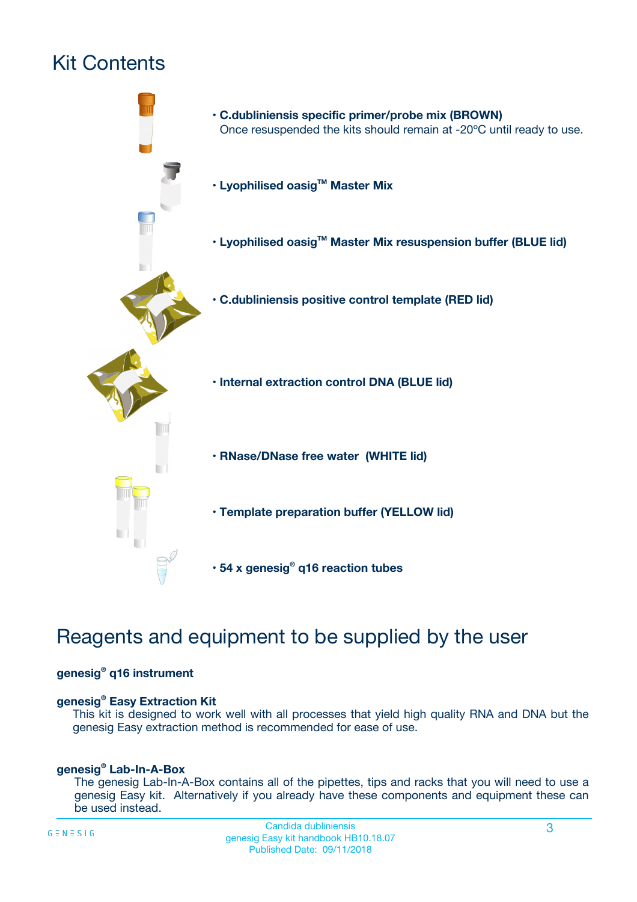# Kit Contents

- **C.dubliniensis specific primer/probe mix (BROWN)**
  Once resuspended the kits should remain at -20ºC until ready to use.
- **Lyophilised oasig™ Master Mix**
- **Lyophilised oasig™ Master Mix resuspension buffer (BLUE lid)**
- **C.dubliniensis positive control template (RED lid)**
- **Internal extraction control DNA (BLUE lid)**
- **RNase/DNase free water (WHITE lid)**
- **Template preparation buffer (YELLOW lid)**
- **54 x genesig® q16 reaction tubes**

# Reagents and equipment to be supplied by the user

**genesig® q16 instrument**

**genesig® Easy Extraction Kit**

This kit is designed to work well with all processes that yield high quality RNA and DNA but the genesig Easy extraction method is recommended for ease of use.

**genesig® Lab-In-A-Box**

The genesig Lab-In-A-Box contains all of the pipettes, tips and racks that you will need to use a genesig Easy kit. Alternatively if you already have these components and equipment these can be used instead.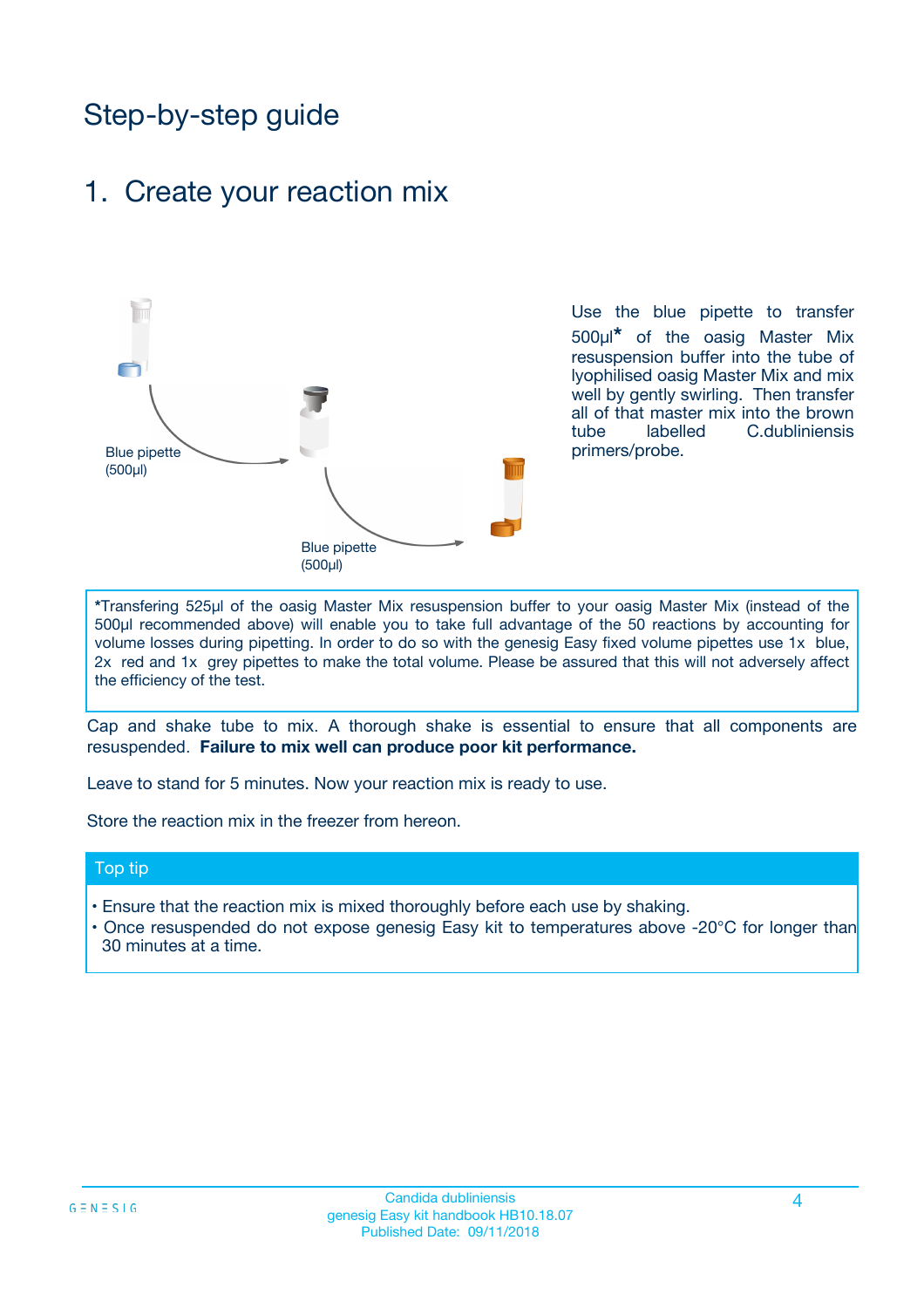# Step-by-step guide

## 1. Create your reaction mix

Blue pipette (500µl)

Blue pipette (500µl)

Use the blue pipette to transfer 500µl* of the oasig Master Mix resuspension buffer into the tube of lyophilised oasig Master Mix and mix well by gently swirling. Then transfer all of that master mix into the brown tube labelled C.dubliniensis primers/probe.

*Transfering 525µl of the oasig Master Mix resuspension buffer to your oasig Master Mix (instead of the 500µl recommended above) will enable you to take full advantage of the 50 reactions by accounting for volume losses during pipetting. In order to do so with the genesig Easy fixed volume pipettes use 1x blue, 2x red and 1x grey pipettes to make the total volume. Please be assured that this will not adversely affect the efficiency of the test.

Cap and shake tube to mix. A thorough shake is essential to ensure that all components are resuspended. **Failure to mix well can produce poor kit performance.**

Leave to stand for 5 minutes. Now your reaction mix is ready to use.

Store the reaction mix in the freezer from hereon.

### Top tip

- Ensure that the reaction mix is mixed thoroughly before each use by shaking.
- Once resuspended do not expose genesig Easy kit to temperatures above -20°C for longer than 30 minutes at a time.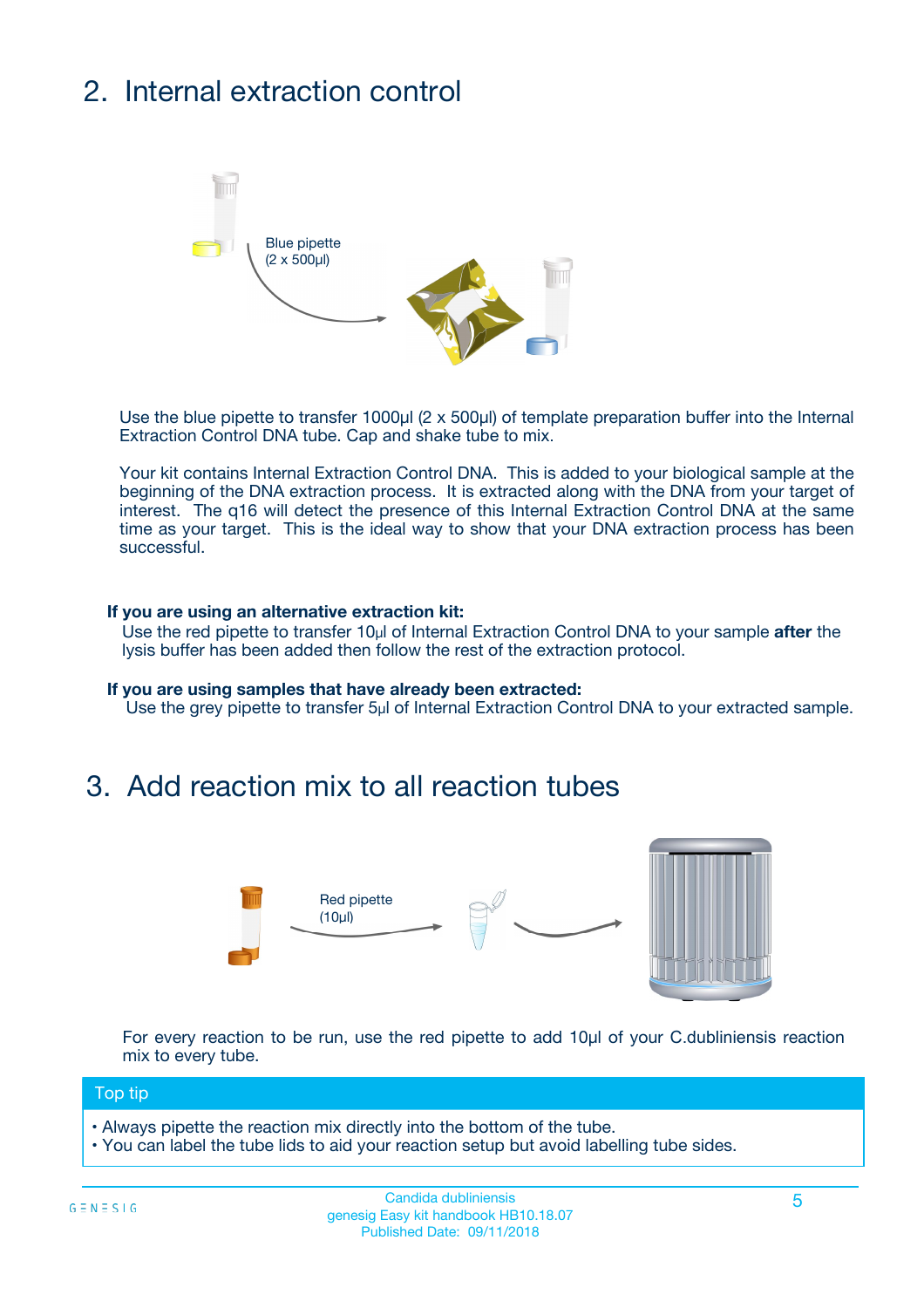## 2. Internal extraction control

Blue pipette
(2 x 500µl)

Use the blue pipette to transfer 1000µl (2 x 500µl) of template preparation buffer into the Internal Extraction Control DNA tube. Cap and shake tube to mix.

Your kit contains Internal Extraction Control DNA. This is added to your biological sample at the beginning of the DNA extraction process. It is extracted along with the DNA from your target of interest. The q16 will detect the presence of this Internal Extraction Control DNA at the same time as your target. This is the ideal way to show that your DNA extraction process has been successful.

**If you are using an alternative extraction kit:**
Use the red pipette to transfer 10µl of Internal Extraction Control DNA to your sample **after** the lysis buffer has been added then follow the rest of the extraction protocol.

**If you are using samples that have already been extracted:**
Use the grey pipette to transfer 5µl of Internal Extraction Control DNA to your extracted sample.

## 3. Add reaction mix to all reaction tubes

Red pipette
(10µl)

For every reaction to be run, use the red pipette to add 10µl of your C.dubliniensis reaction mix to every tube.

**Top tip**

- Always pipette the reaction mix directly into the bottom of the tube.
- You can label the tube lids to aid your reaction setup but avoid labelling tube sides.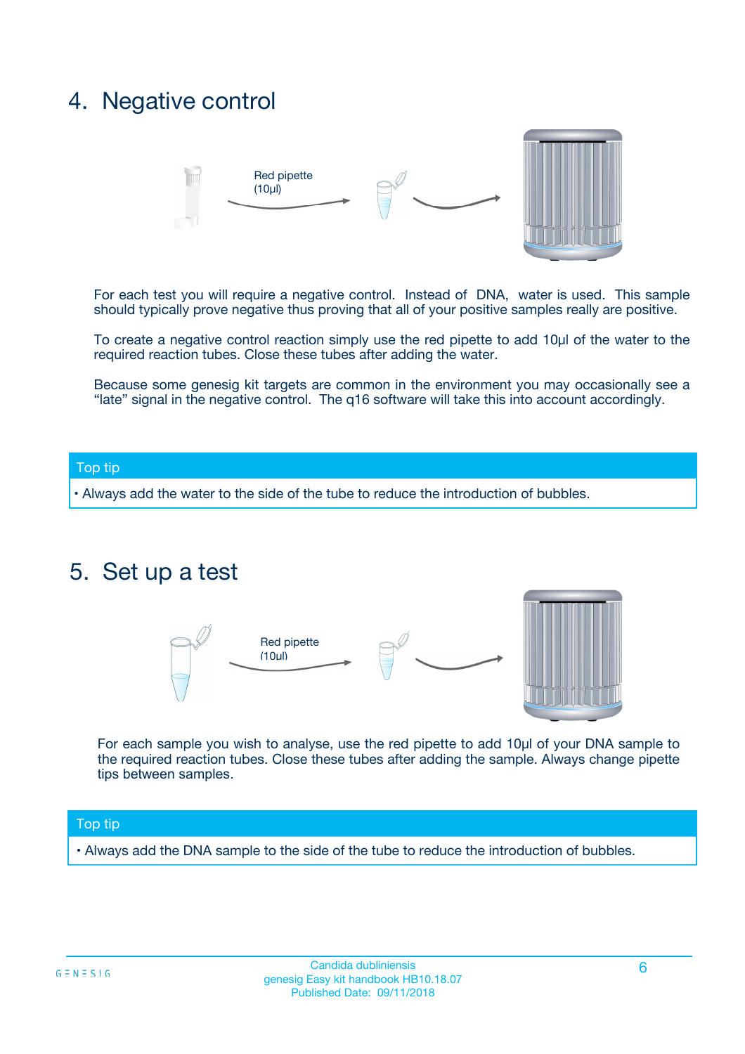## 4. Negative control

Red pipette (10µl)

For each test you will require a negative control. Instead of DNA, water is used. This sample should typically prove negative thus proving that all of your positive samples really are positive.

To create a negative control reaction simply use the red pipette to add 10µl of the water to the required reaction tubes. Close these tubes after adding the water.

Because some genesig kit targets are common in the environment you may occasionally see a "late" signal in the negative control. The q16 software will take this into account accordingly.

**Top tip**

- Always add the water to the side of the tube to reduce the introduction of bubbles.

## 5. Set up a test

Red pipette (10µl)

For each sample you wish to analyse, use the red pipette to add 10µl of your DNA sample to the required reaction tubes. Close these tubes after adding the sample. Always change pipette tips between samples.

**Top tip**

- Always add the DNA sample to the side of the tube to reduce the introduction of bubbles.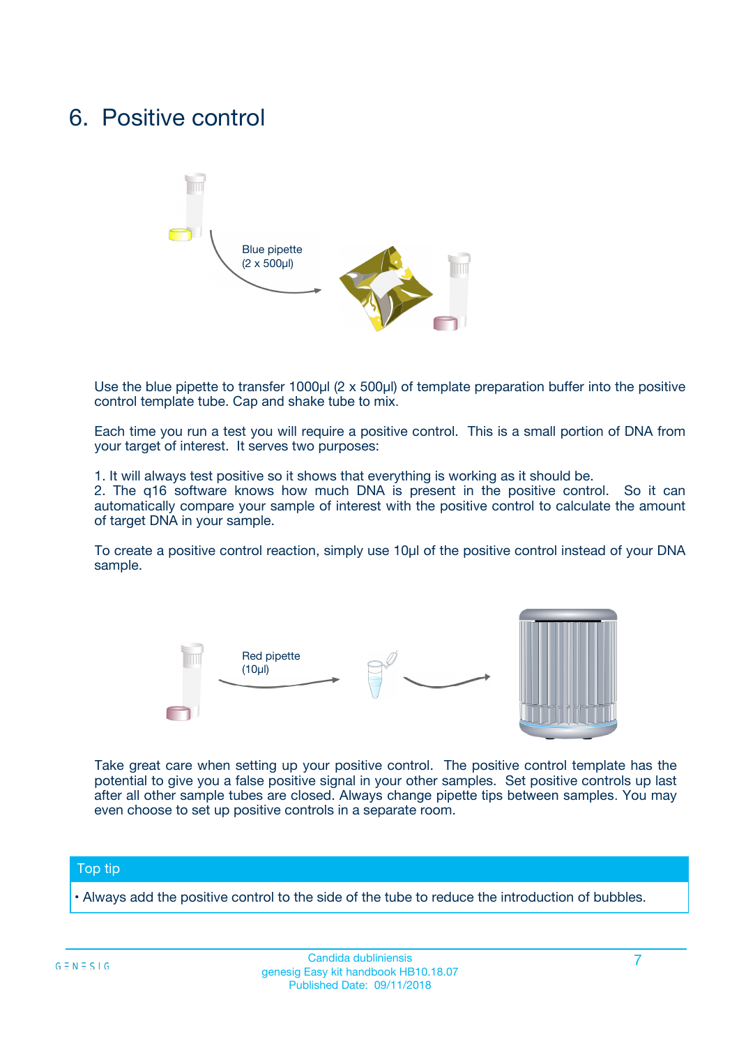# 6. Positive control

Blue pipette (2 x 500µl)

Use the blue pipette to transfer 1000µl (2 x 500µl) of template preparation buffer into the positive control template tube. Cap and shake tube to mix.

Each time you run a test you will require a positive control. This is a small portion of DNA from your target of interest. It serves two purposes:

1. It will always test positive so it shows that everything is working as it should be.
2. The q16 software knows how much DNA is present in the positive control. So it can automatically compare your sample of interest with the positive control to calculate the amount of target DNA in your sample.

To create a positive control reaction, simply use 10µl of the positive control instead of your DNA sample.

Red pipette (10µl)

Take great care when setting up your positive control. The positive control template has the potential to give you a false positive signal in your other samples. Set positive controls up last after all other sample tubes are closed. Always change pipette tips between samples. You may even choose to set up positive controls in a separate room.

**Top tip**

- Always add the positive control to the side of the tube to reduce the introduction of bubbles.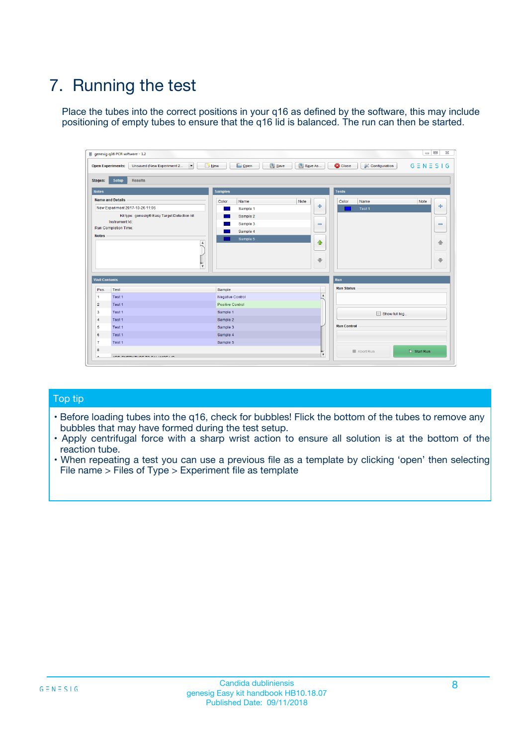# 7. Running the test

Place the tubes into the correct positions in your q16 as defined by the software, this may include positioning of empty tubes to ensure that the q16 lid is balanced. The run can then be started.

## Top tip

- Before loading tubes into the q16, check for bubbles! Flick the bottom of the tubes to remove any bubbles that may have formed during the test setup.
- Apply centrifugal force with a sharp wrist action to ensure all solution is at the bottom of the reaction tube.
- When repeating a test you can use a previous file as a template by clicking 'open' then selecting File name > Files of Type > Experiment file as template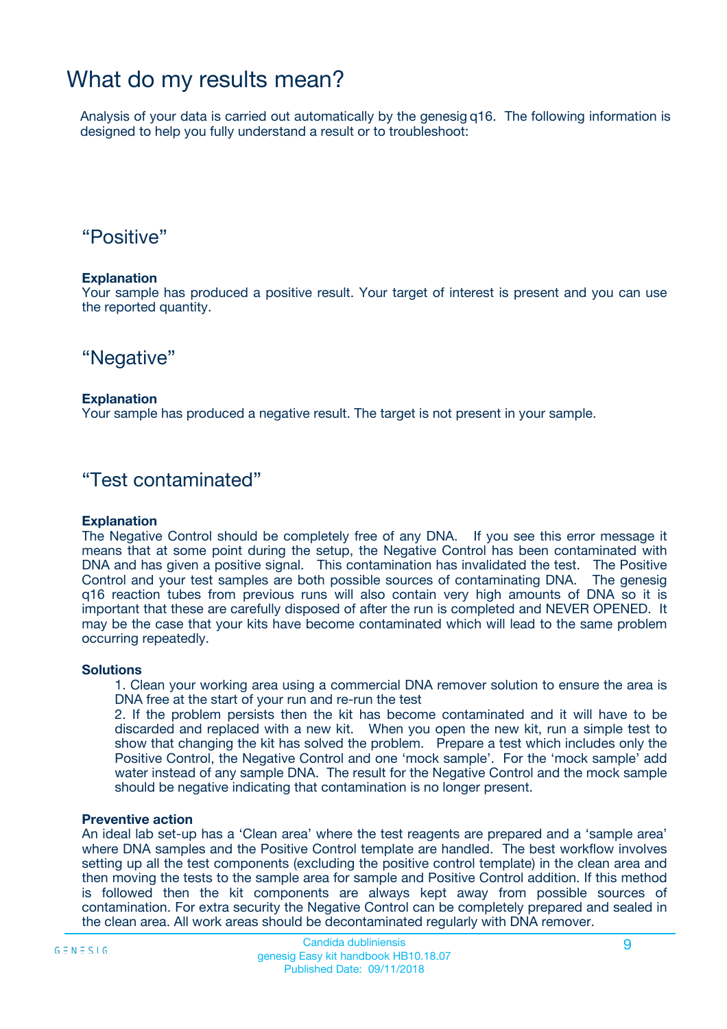# What do my results mean?

Analysis of your data is carried out automatically by the genesig q16. The following information is designed to help you fully understand a result or to troubleshoot:

## “Positive”

**Explanation**
Your sample has produced a positive result. Your target of interest is present and you can use the reported quantity.

## “Negative”

**Explanation**
Your sample has produced a negative result. The target is not present in your sample.

## “Test contaminated”

**Explanation**
The Negative Control should be completely free of any DNA. If you see this error message it means that at some point during the setup, the Negative Control has been contaminated with DNA and has given a positive signal. This contamination has invalidated the test. The Positive Control and your test samples are both possible sources of contaminating DNA. The genesig q16 reaction tubes from previous runs will also contain very high amounts of DNA so it is important that these are carefully disposed of after the run is completed and NEVER OPENED. It may be the case that your kits have become contaminated which will lead to the same problem occurring repeatedly.

**Solutions**

1. Clean your working area using a commercial DNA remover solution to ensure the area is DNA free at the start of your run and re-run the test
2. If the problem persists then the kit has become contaminated and it will have to be discarded and replaced with a new kit. When you open the new kit, run a simple test to show that changing the kit has solved the problem. Prepare a test which includes only the Positive Control, the Negative Control and one ‘mock sample’. For the ‘mock sample’ add water instead of any sample DNA. The result for the Negative Control and the mock sample should be negative indicating that contamination is no longer present.

**Preventive action**
An ideal lab set-up has a ‘Clean area’ where the test reagents are prepared and a ‘sample area’ where DNA samples and the Positive Control template are handled. The best workflow involves setting up all the test components (excluding the positive control template) in the clean area and then moving the tests to the sample area for sample and Positive Control addition. If this method is followed then the kit components are always kept away from possible sources of contamination. For extra security the Negative Control can be completely prepared and sealed in the clean area. All work areas should be decontaminated regularly with DNA remover.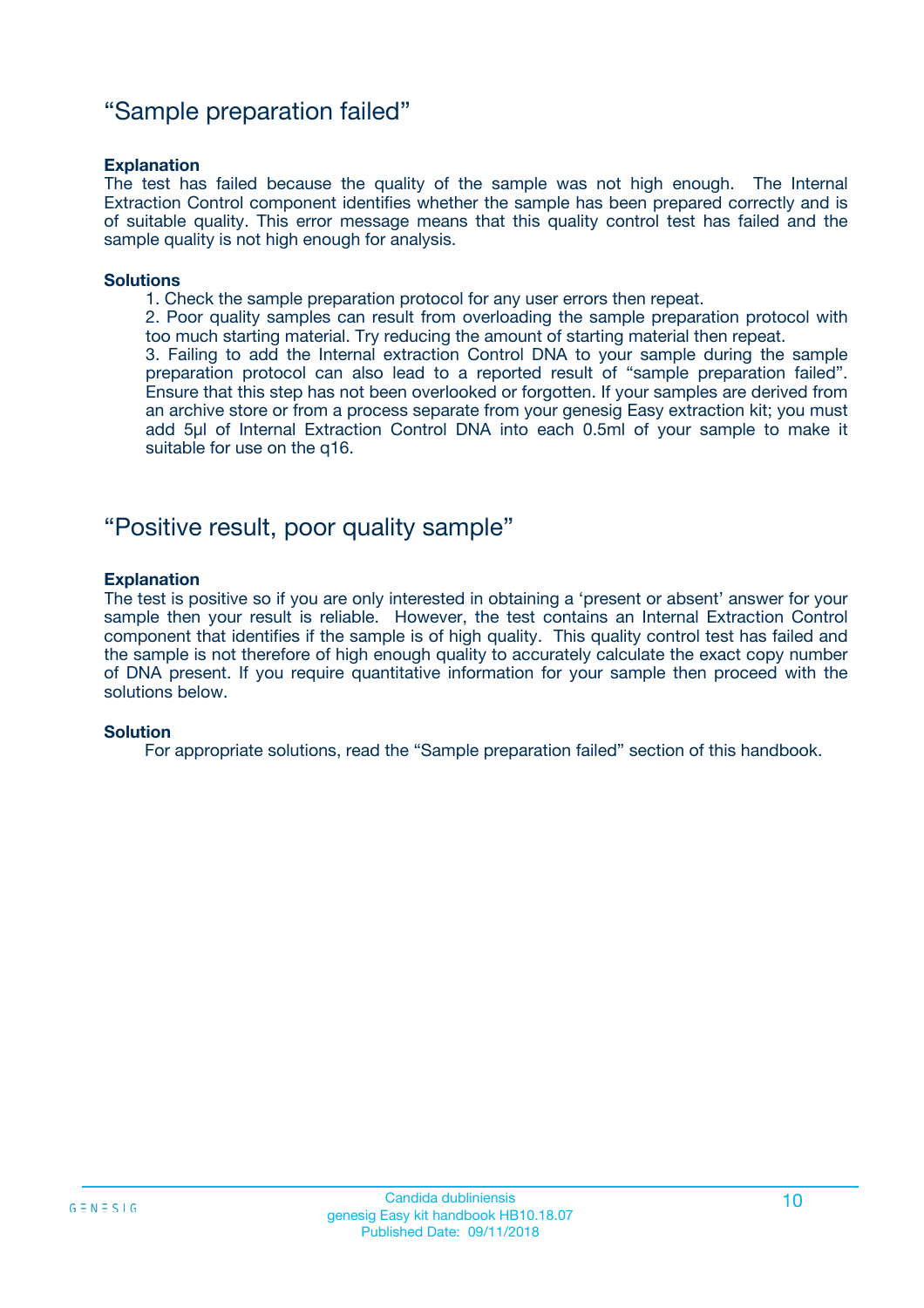## “Sample preparation failed”

**Explanation**

The test has failed because the quality of the sample was not high enough. The Internal Extraction Control component identifies whether the sample has been prepared correctly and is of suitable quality. This error message means that this quality control test has failed and the sample quality is not high enough for analysis.

**Solutions**

1. Check the sample preparation protocol for any user errors then repeat.
2. Poor quality samples can result from overloading the sample preparation protocol with too much starting material. Try reducing the amount of starting material then repeat.
3. Failing to add the Internal extraction Control DNA to your sample during the sample preparation protocol can also lead to a reported result of “sample preparation failed”. Ensure that this step has not been overlooked or forgotten. If your samples are derived from an archive store or from a process separate from your genesig Easy extraction kit; you must add 5µl of Internal Extraction Control DNA into each 0.5ml of your sample to make it suitable for use on the q16.

## “Positive result, poor quality sample”

**Explanation**

The test is positive so if you are only interested in obtaining a ‘present or absent’ answer for your sample then your result is reliable. However, the test contains an Internal Extraction Control component that identifies if the sample is of high quality. This quality control test has failed and the sample is not therefore of high enough quality to accurately calculate the exact copy number of DNA present. If you require quantitative information for your sample then proceed with the solutions below.

**Solution**

For appropriate solutions, read the “Sample preparation failed” section of this handbook.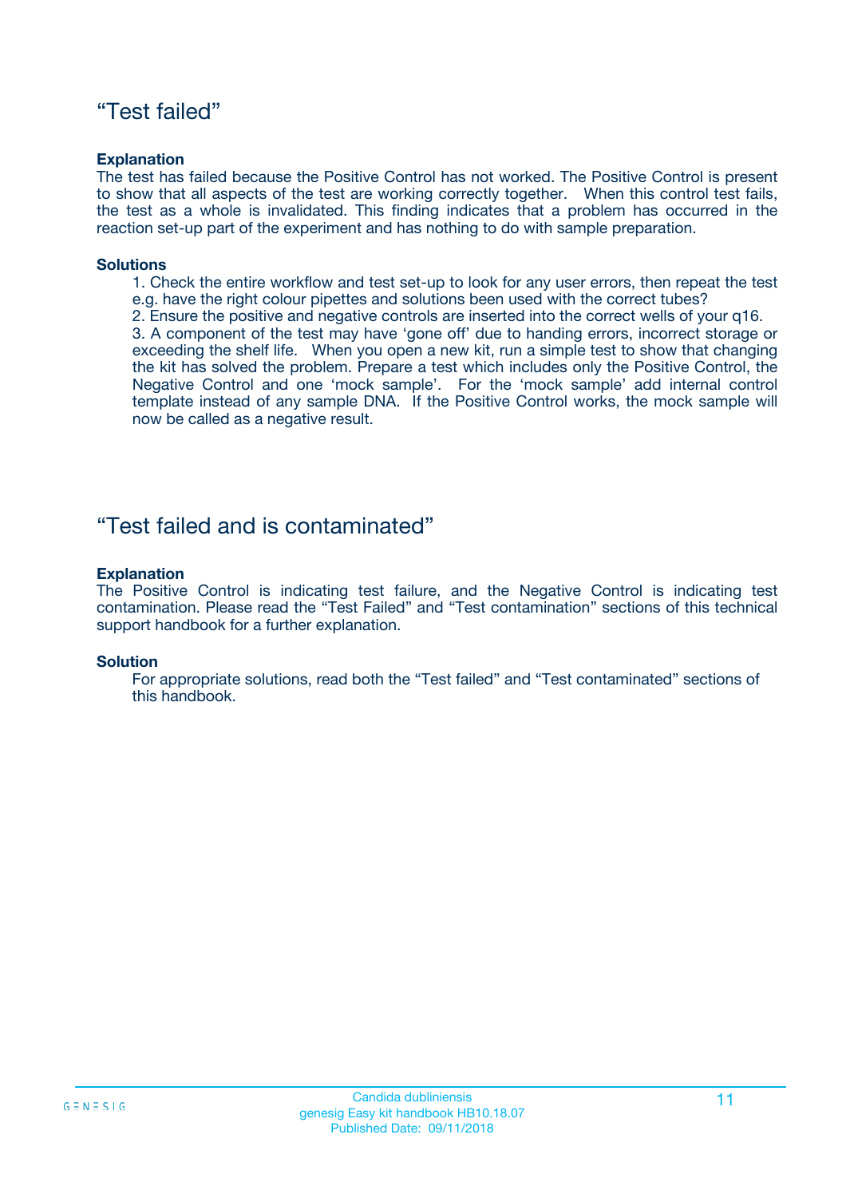## “Test failed”

**Explanation**

The test has failed because the Positive Control has not worked. The Positive Control is present to show that all aspects of the test are working correctly together. When this control test fails, the test as a whole is invalidated. This finding indicates that a problem has occurred in the reaction set-up part of the experiment and has nothing to do with sample preparation.

**Solutions**

1. Check the entire workflow and test set-up to look for any user errors, then repeat the test e.g. have the right colour pipettes and solutions been used with the correct tubes?
2. Ensure the positive and negative controls are inserted into the correct wells of your q16.
3. A component of the test may have ‘gone off’ due to handing errors, incorrect storage or exceeding the shelf life. When you open a new kit, run a simple test to show that changing the kit has solved the problem. Prepare a test which includes only the Positive Control, the Negative Control and one ‘mock sample’. For the ‘mock sample’ add internal control template instead of any sample DNA. If the Positive Control works, the mock sample will now be called as a negative result.

## “Test failed and is contaminated”

**Explanation**

The Positive Control is indicating test failure, and the Negative Control is indicating test contamination. Please read the “Test Failed” and “Test contamination” sections of this technical support handbook for a further explanation.

**Solution**

For appropriate solutions, read both the “Test failed” and “Test contaminated” sections of this handbook.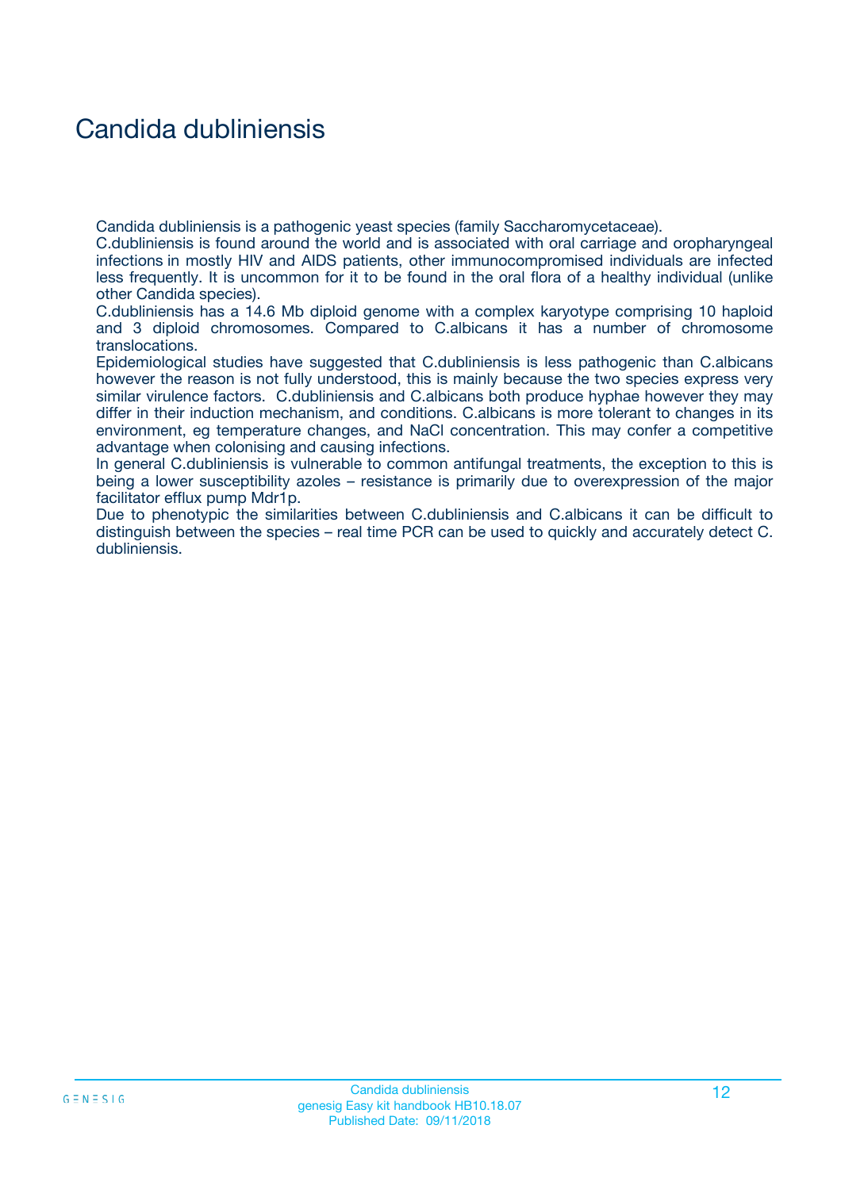# Candida dubliniensis

Candida dubliniensis is a pathogenic yeast species (family Saccharomycetaceae).
C.dubliniensis is found around the world and is associated with oral carriage and oropharyngeal infections in mostly HIV and AIDS patients, other immunocompromised individuals are infected less frequently. It is uncommon for it to be found in the oral flora of a healthy individual (unlike other Candida species).
C.dubliniensis has a 14.6 Mb diploid genome with a complex karyotype comprising 10 haploid and 3 diploid chromosomes. Compared to C.albicans it has a number of chromosome translocations.
Epidemiological studies have suggested that C.dubliniensis is less pathogenic than C.albicans however the reason is not fully understood, this is mainly because the two species express very similar virulence factors. C.dubliniensis and C.albicans both produce hyphae however they may differ in their induction mechanism, and conditions. C.albicans is more tolerant to changes in its environment, eg temperature changes, and NaCl concentration. This may confer a competitive advantage when colonising and causing infections.
In general C.dubliniensis is vulnerable to common antifungal treatments, the exception to this is being a lower susceptibility azoles – resistance is primarily due to overexpression of the major facilitator efflux pump Mdr1p.
Due to phenotypic the similarities between C.dubliniensis and C.albicans it can be difficult to distinguish between the species – real time PCR can be used to quickly and accurately detect C. dubliniensis.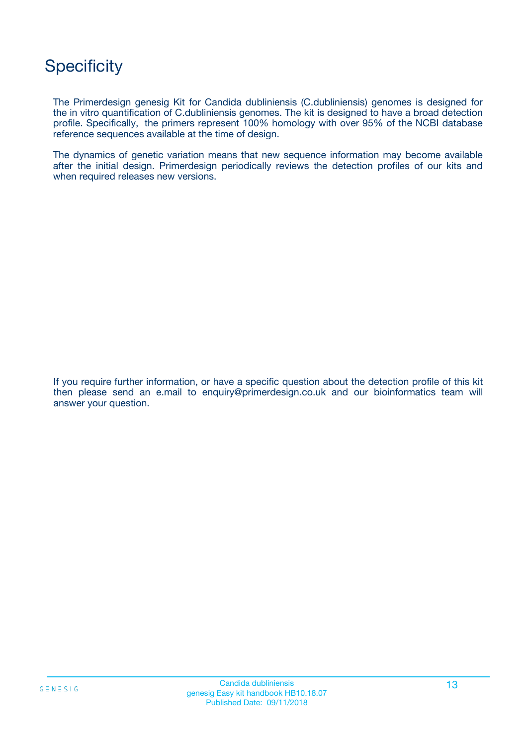# Specificity

The Primerdesign genesig Kit for Candida dubliniensis (C.dubliniensis) genomes is designed for the in vitro quantification of C.dubliniensis genomes. The kit is designed to have a broad detection profile. Specifically, the primers represent 100% homology with over 95% of the NCBI database reference sequences available at the time of design.

The dynamics of genetic variation means that new sequence information may become available after the initial design. Primerdesign periodically reviews the detection profiles of our kits and when required releases new versions.

If you require further information, or have a specific question about the detection profile of this kit then please send an e.mail to enquiry@primerdesign.co.uk and our bioinformatics team will answer your question.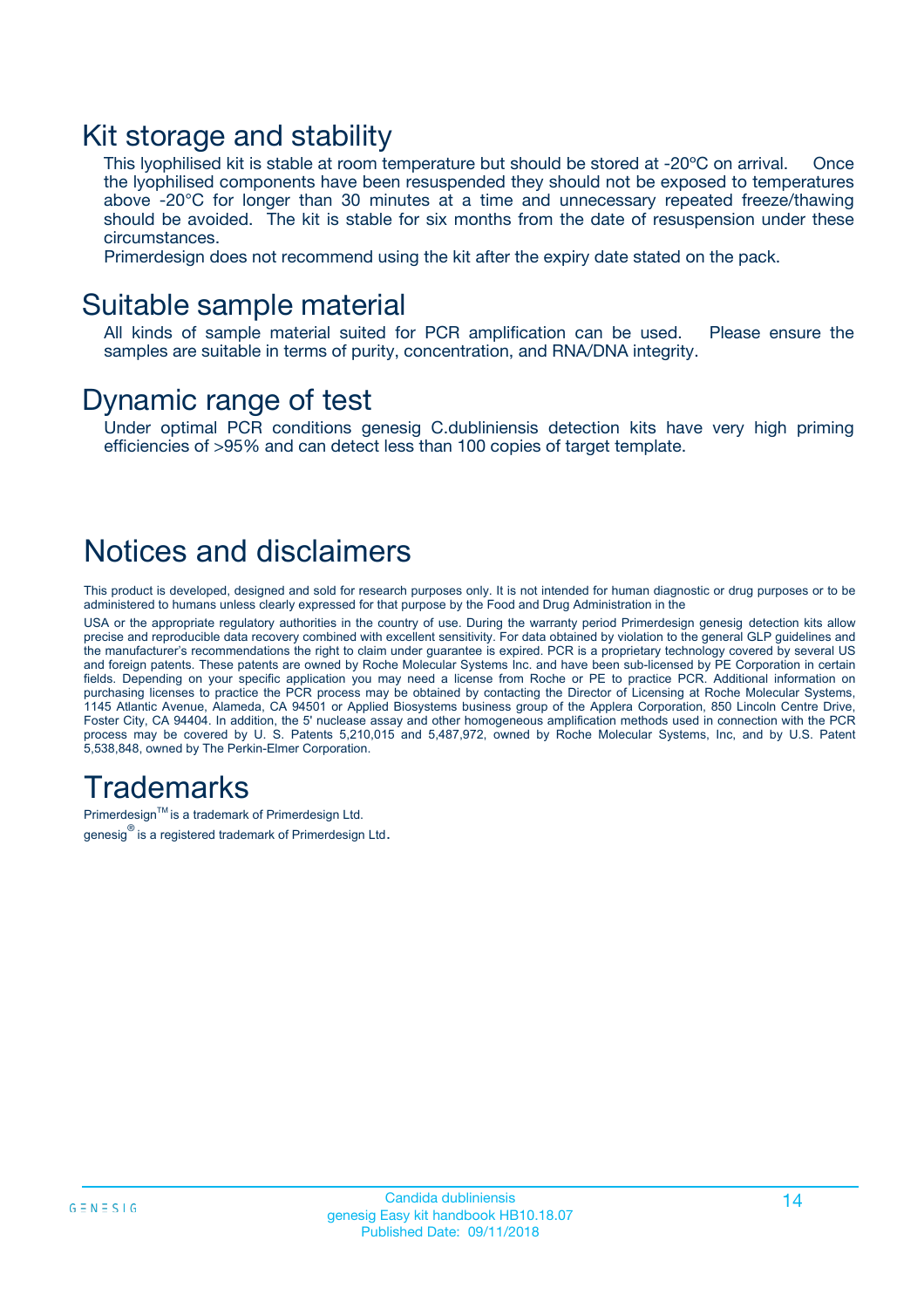# Kit storage and stability

This lyophilised kit is stable at room temperature but should be stored at -20ºC on arrival. Once the lyophilised components have been resuspended they should not be exposed to temperatures above -20°C for longer than 30 minutes at a time and unnecessary repeated freeze/thawing should be avoided. The kit is stable for six months from the date of resuspension under these circumstances.

Primerdesign does not recommend using the kit after the expiry date stated on the pack.

# Suitable sample material

All kinds of sample material suited for PCR amplification can be used. Please ensure the samples are suitable in terms of purity, concentration, and RNA/DNA integrity.

# Dynamic range of test

Under optimal PCR conditions genesig C.dubliniensis detection kits have very high priming efficiencies of >95% and can detect less than 100 copies of target template.

# Notices and disclaimers

This product is developed, designed and sold for research purposes only. It is not intended for human diagnostic or drug purposes or to be administered to humans unless clearly expressed for that purpose by the Food and Drug Administration in the

USA or the appropriate regulatory authorities in the country of use. During the warranty period Primerdesign genesig detection kits allow precise and reproducible data recovery combined with excellent sensitivity. For data obtained by violation to the general GLP guidelines and the manufacturer's recommendations the right to claim under guarantee is expired. PCR is a proprietary technology covered by several US and foreign patents. These patents are owned by Roche Molecular Systems Inc. and have been sub-licensed by PE Corporation in certain fields. Depending on your specific application you may need a license from Roche or PE to practice PCR. Additional information on purchasing licenses to practice the PCR process may be obtained by contacting the Director of Licensing at Roche Molecular Systems, 1145 Atlantic Avenue, Alameda, CA 94501 or Applied Biosystems business group of the Applera Corporation, 850 Lincoln Centre Drive, Foster City, CA 94404. In addition, the 5' nuclease assay and other homogeneous amplification methods used in connection with the PCR process may be covered by U. S. Patents 5,210,015 and 5,487,972, owned by Roche Molecular Systems, Inc, and by U.S. Patent 5,538,848, owned by The Perkin-Elmer Corporation.

# Trademarks

Primerdesign™ is a trademark of Primerdesign Ltd.

genesig® is a registered trademark of Primerdesign Ltd.